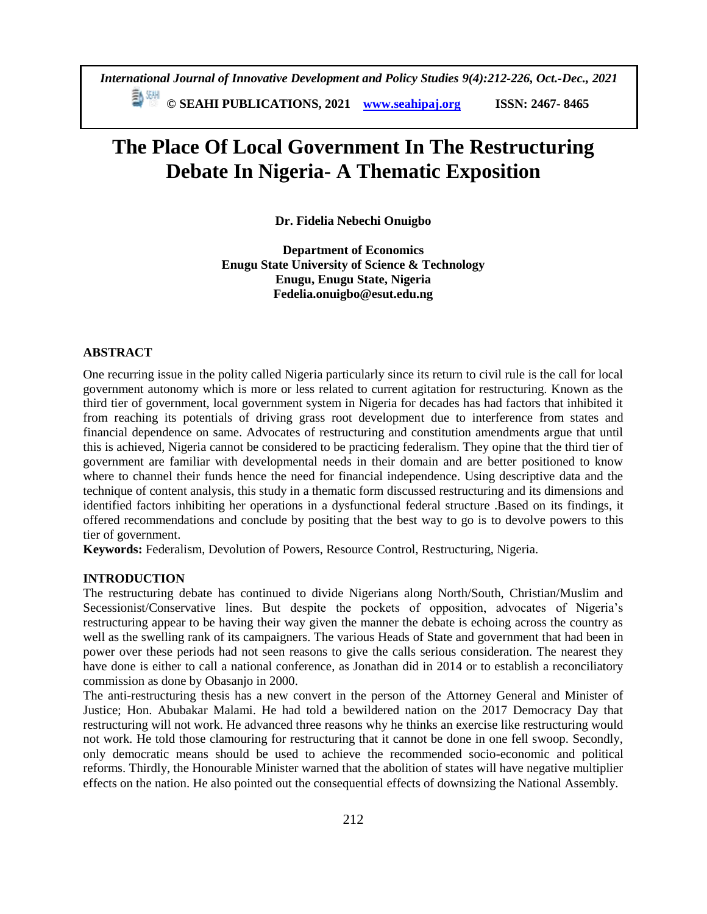# The Place Of Local Government In The Restructuring Debate In Nigeria- A Thematic Exposition

**Dr. Fidelia Nebechi Onuigbo**

**Department of Economics**
**Enugu State University of Science & Technology**
**Enugu, Enugu State, Nigeria**
**Fedelia.onuigbo@esut.edu.ng**

## ABSTRACT

One recurring issue in the polity called Nigeria particularly since its return to civil rule is the call for local government autonomy which is more or less related to current agitation for restructuring. Known as the third tier of government, local government system in Nigeria for decades has had factors that inhibited it from reaching its potentials of driving grass root development due to interference from states and financial dependence on same. Advocates of restructuring and constitution amendments argue that until this is achieved, Nigeria cannot be considered to be practicing federalism. They opine that the third tier of government are familiar with developmental needs in their domain and are better positioned to know where to channel their funds hence the need for financial independence. Using descriptive data and the technique of content analysis, this study in a thematic form discussed restructuring and its dimensions and identified factors inhibiting her operations in a dysfunctional federal structure .Based on its findings, it offered recommendations and conclude by positing that the best way to go is to devolve powers to this tier of government.

**Keywords:** Federalism, Devolution of Powers, Resource Control, Restructuring, Nigeria.

## INTRODUCTION

The restructuring debate has continued to divide Nigerians along North/South, Christian/Muslim and Secessionist/Conservative lines. But despite the pockets of opposition, advocates of Nigeria's restructuring appear to be having their way given the manner the debate is echoing across the country as well as the swelling rank of its campaigners. The various Heads of State and government that had been in power over these periods had not seen reasons to give the calls serious consideration. The nearest they have done is either to call a national conference, as Jonathan did in 2014 or to establish a reconciliatory commission as done by Obasanjo in 2000.

The anti-restructuring thesis has a new convert in the person of the Attorney General and Minister of Justice; Hon. Abubakar Malami. He had told a bewildered nation on the 2017 Democracy Day that restructuring will not work. He advanced three reasons why he thinks an exercise like restructuring would not work. He told those clamouring for restructuring that it cannot be done in one fell swoop. Secondly, only democratic means should be used to achieve the recommended socio-economic and political reforms. Thirdly, the Honourable Minister warned that the abolition of states will have negative multiplier effects on the nation. He also pointed out the consequential effects of downsizing the National Assembly.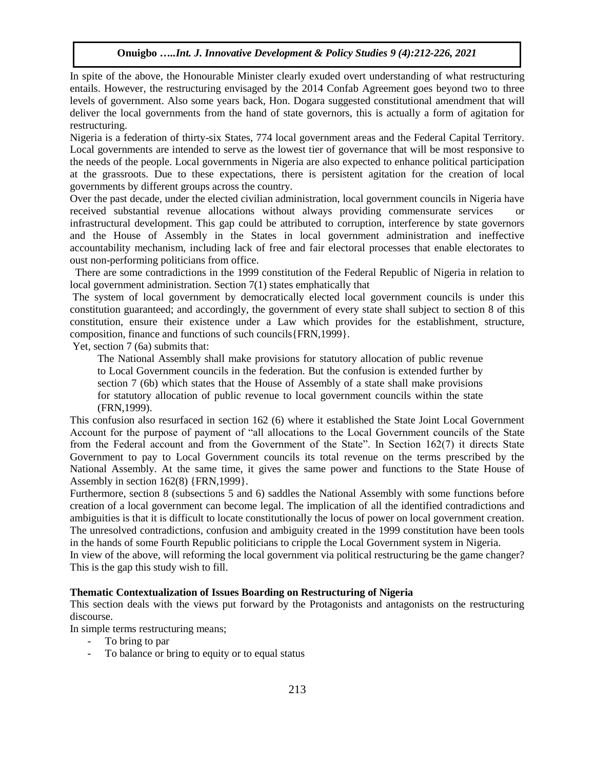In spite of the above, the Honourable Minister clearly exuded overt understanding of what restructuring entails. However, the restructuring envisaged by the 2014 Confab Agreement goes beyond two to three levels of government. Also some years back, Hon. Dogara suggested constitutional amendment that will deliver the local governments from the hand of state governors, this is actually a form of agitation for restructuring.

Nigeria is a federation of thirty-six States, 774 local government areas and the Federal Capital Territory. Local governments are intended to serve as the lowest tier of governance that will be most responsive to the needs of the people. Local governments in Nigeria are also expected to enhance political participation at the grassroots. Due to these expectations, there is persistent agitation for the creation of local governments by different groups across the country.

Over the past decade, under the elected civilian administration, local government councils in Nigeria have received substantial revenue allocations without always providing commensurate services or infrastructural development. This gap could be attributed to corruption, interference by state governors and the House of Assembly in the States in local government administration and ineffective accountability mechanism, including lack of free and fair electoral processes that enable electorates to oust non-performing politicians from office.

There are some contradictions in the 1999 constitution of the Federal Republic of Nigeria in relation to local government administration. Section 7(1) states emphatically that

The system of local government by democratically elected local government councils is under this constitution guaranteed; and accordingly, the government of every state shall subject to section 8 of this constitution, ensure their existence under a Law which provides for the establishment, structure, composition, finance and functions of such councils{FRN,1999}.

Yet, section 7 (6a) submits that:

> The National Assembly shall make provisions for statutory allocation of public revenue to Local Government councils in the federation. But the confusion is extended further by section 7 (6b) which states that the House of Assembly of a state shall make provisions for statutory allocation of public revenue to local government councils within the state (FRN,1999).

This confusion also resurfaced in section 162 (6) where it established the State Joint Local Government Account for the purpose of payment of "all allocations to the Local Government councils of the State from the Federal account and from the Government of the State". In Section 162(7) it directs State Government to pay to Local Government councils its total revenue on the terms prescribed by the National Assembly. At the same time, it gives the same power and functions to the State House of Assembly in section 162(8) {FRN,1999}.

Furthermore, section 8 (subsections 5 and 6) saddles the National Assembly with some functions before creation of a local government can become legal. The implication of all the identified contradictions and ambiguities is that it is difficult to locate constitutionally the locus of power on local government creation. The unresolved contradictions, confusion and ambiguity created in the 1999 constitution have been tools in the hands of some Fourth Republic politicians to cripple the Local Government system in Nigeria.

In view of the above, will reforming the local government via political restructuring be the game changer? This is the gap this study wish to fill.

**Thematic Contextualization of Issues Boarding on Restructuring of Nigeria**

This section deals with the views put forward by the Protagonists and antagonists on the restructuring discourse.

In simple terms restructuring means;

- To bring to par
- To balance or bring to equity or to equal status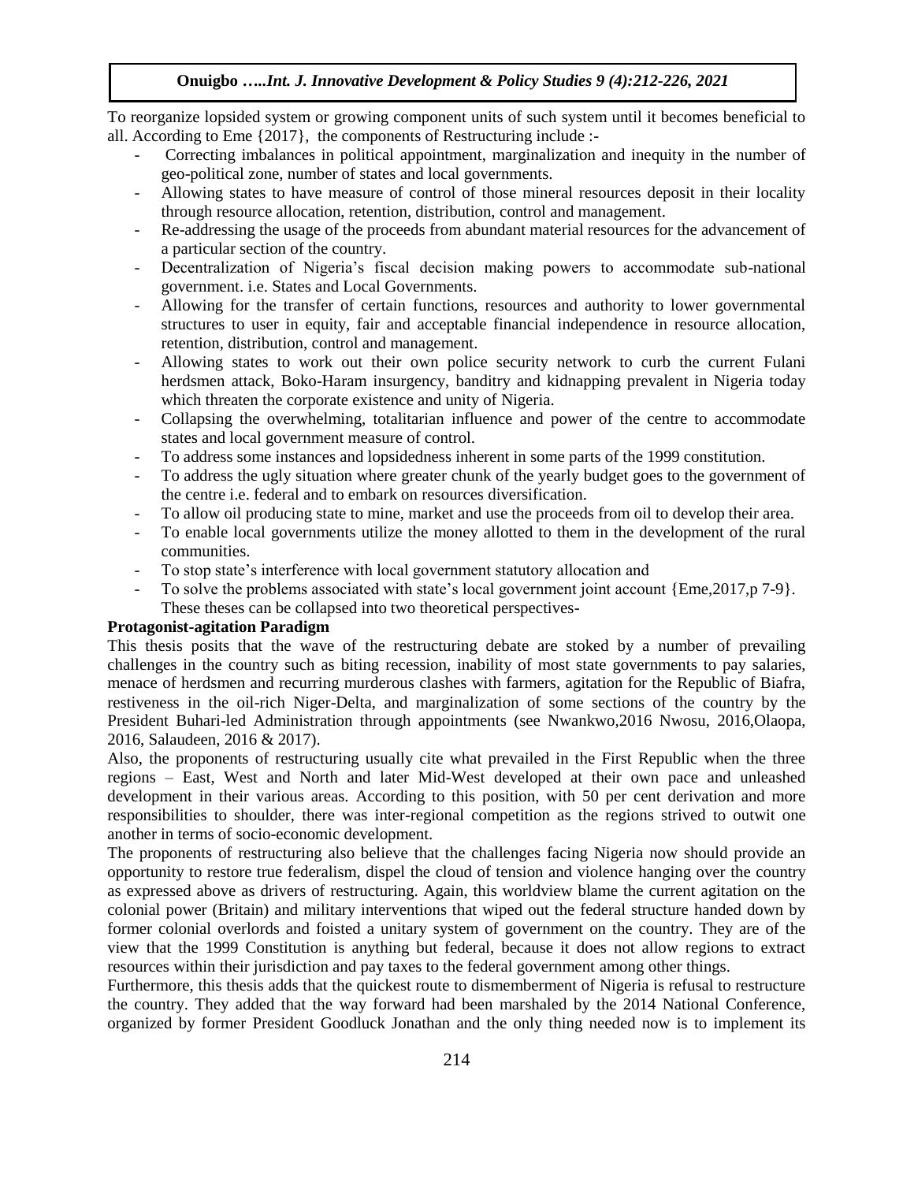To reorganize lopsided system or growing component units of such system until it becomes beneficial to all. According to Eme {2017}, the components of Restructuring include :-

- Correcting imbalances in political appointment, marginalization and inequity in the number of geo-political zone, number of states and local governments.
- Allowing states to have measure of control of those mineral resources deposit in their locality through resource allocation, retention, distribution, control and management.
- Re-addressing the usage of the proceeds from abundant material resources for the advancement of a particular section of the country.
- Decentralization of Nigeria's fiscal decision making powers to accommodate sub-national government. i.e. States and Local Governments.
- Allowing for the transfer of certain functions, resources and authority to lower governmental structures to user in equity, fair and acceptable financial independence in resource allocation, retention, distribution, control and management.
- Allowing states to work out their own police security network to curb the current Fulani herdsmen attack, Boko-Haram insurgency, banditry and kidnapping prevalent in Nigeria today which threaten the corporate existence and unity of Nigeria.
- Collapsing the overwhelming, totalitarian influence and power of the centre to accommodate states and local government measure of control.
- To address some instances and lopsidedness inherent in some parts of the 1999 constitution.
- To address the ugly situation where greater chunk of the yearly budget goes to the government of the centre i.e. federal and to embark on resources diversification.
- To allow oil producing state to mine, market and use the proceeds from oil to develop their area.
- To enable local governments utilize the money allotted to them in the development of the rural communities.
- To stop state's interference with local government statutory allocation and
- To solve the problems associated with state's local government joint account {Eme,2017,p 7-9}. These theses can be collapsed into two theoretical perspectives-

**Protagonist-agitation Paradigm**

This thesis posits that the wave of the restructuring debate are stoked by a number of prevailing challenges in the country such as biting recession, inability of most state governments to pay salaries, menace of herdsmen and recurring murderous clashes with farmers, agitation for the Republic of Biafra, restiveness in the oil-rich Niger-Delta, and marginalization of some sections of the country by the President Buhari-led Administration through appointments (see Nwankwo,2016 Nwosu, 2016,Olaopa, 2016, Salaudeen, 2016 & 2017).

Also, the proponents of restructuring usually cite what prevailed in the First Republic when the three regions – East, West and North and later Mid-West developed at their own pace and unleashed development in their various areas. According to this position, with 50 per cent derivation and more responsibilities to shoulder, there was inter-regional competition as the regions strived to outwit one another in terms of socio-economic development.

The proponents of restructuring also believe that the challenges facing Nigeria now should provide an opportunity to restore true federalism, dispel the cloud of tension and violence hanging over the country as expressed above as drivers of restructuring. Again, this worldview blame the current agitation on the colonial power (Britain) and military interventions that wiped out the federal structure handed down by former colonial overlords and foisted a unitary system of government on the country. They are of the view that the 1999 Constitution is anything but federal, because it does not allow regions to extract resources within their jurisdiction and pay taxes to the federal government among other things.

Furthermore, this thesis adds that the quickest route to dismemberment of Nigeria is refusal to restructure the country. They added that the way forward had been marshaled by the 2014 National Conference, organized by former President Goodluck Jonathan and the only thing needed now is to implement its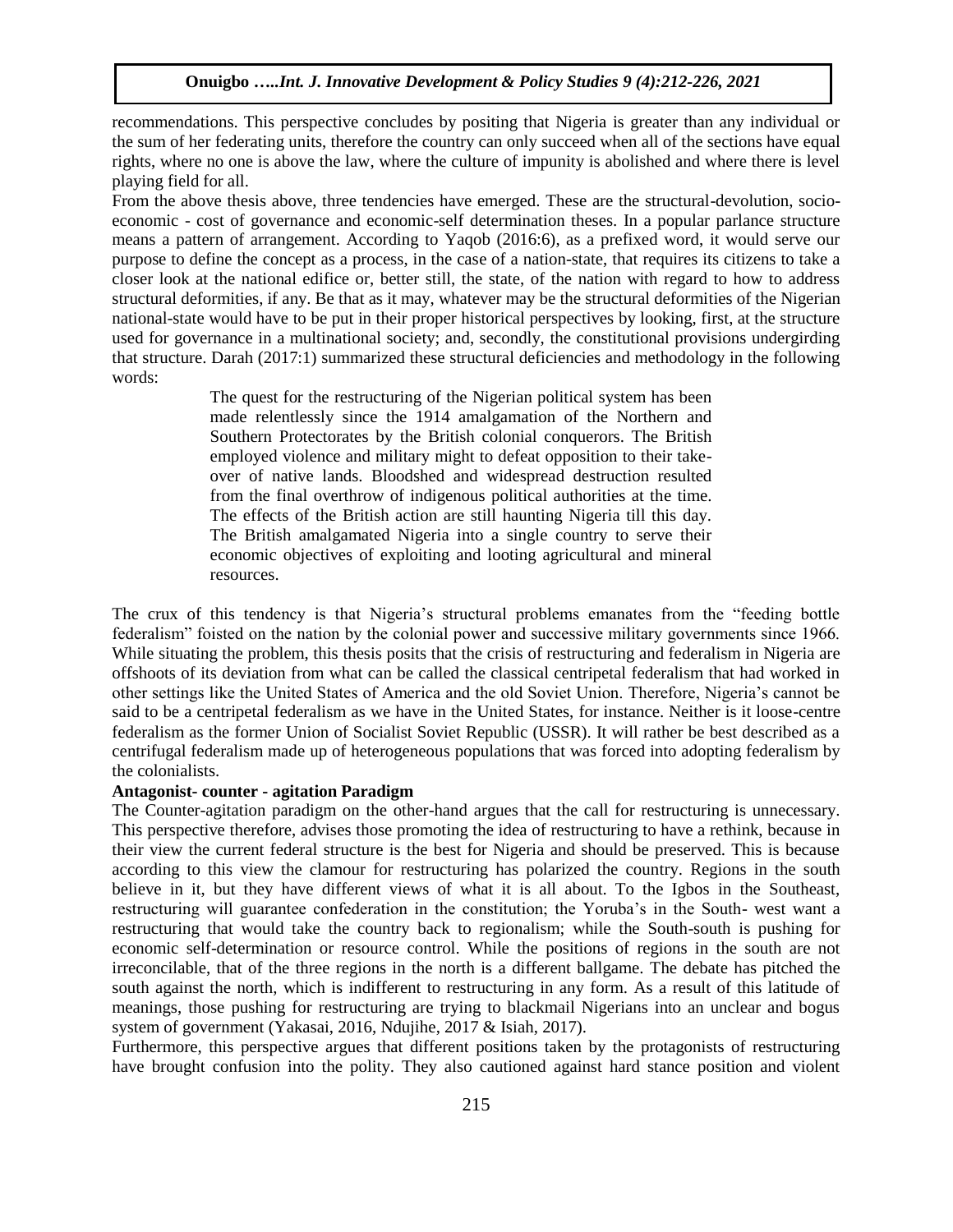recommendations. This perspective concludes by positing that Nigeria is greater than any individual or the sum of her federating units, therefore the country can only succeed when all of the sections have equal rights, where no one is above the law, where the culture of impunity is abolished and where there is level playing field for all.

From the above thesis above, three tendencies have emerged. These are the structural-devolution, socio-economic - cost of governance and economic-self determination theses. In a popular parlance structure means a pattern of arrangement. According to Yaqob (2016:6), as a prefixed word, it would serve our purpose to define the concept as a process, in the case of a nation-state, that requires its citizens to take a closer look at the national edifice or, better still, the state, of the nation with regard to how to address structural deformities, if any. Be that as it may, whatever may be the structural deformities of the Nigerian national-state would have to be put in their proper historical perspectives by looking, first, at the structure used for governance in a multinational society; and, secondly, the constitutional provisions undergirding that structure. Darah (2017:1) summarized these structural deficiencies and methodology in the following words:

> The quest for the restructuring of the Nigerian political system has been made relentlessly since the 1914 amalgamation of the Northern and Southern Protectorates by the British colonial conquerors. The British employed violence and military might to defeat opposition to their take-over of native lands. Bloodshed and widespread destruction resulted from the final overthrow of indigenous political authorities at the time. The effects of the British action are still haunting Nigeria till this day. The British amalgamated Nigeria into a single country to serve their economic objectives of exploiting and looting agricultural and mineral resources.

The crux of this tendency is that Nigeria's structural problems emanates from the "feeding bottle federalism" foisted on the nation by the colonial power and successive military governments since 1966. While situating the problem, this thesis posits that the crisis of restructuring and federalism in Nigeria are offshoots of its deviation from what can be called the classical centripetal federalism that had worked in other settings like the United States of America and the old Soviet Union. Therefore, Nigeria's cannot be said to be a centripetal federalism as we have in the United States, for instance. Neither is it loose-centre federalism as the former Union of Socialist Soviet Republic (USSR). It will rather be best described as a centrifugal federalism made up of heterogeneous populations that was forced into adopting federalism by the colonialists.

**Antagonist- counter - agitation Paradigm**

The Counter-agitation paradigm on the other-hand argues that the call for restructuring is unnecessary. This perspective therefore, advises those promoting the idea of restructuring to have a rethink, because in their view the current federal structure is the best for Nigeria and should be preserved. This is because according to this view the clamour for restructuring has polarized the country. Regions in the south believe in it, but they have different views of what it is all about. To the Igbos in the Southeast, restructuring will guarantee confederation in the constitution; the Yoruba's in the South- west want a restructuring that would take the country back to regionalism; while the South-south is pushing for economic self-determination or resource control. While the positions of regions in the south are not irreconcilable, that of the three regions in the north is a different ballgame. The debate has pitched the south against the north, which is indifferent to restructuring in any form. As a result of this latitude of meanings, those pushing for restructuring are trying to blackmail Nigerians into an unclear and bogus system of government (Yakasai, 2016, Ndujihe, 2017 & Isiah, 2017).

Furthermore, this perspective argues that different positions taken by the protagonists of restructuring have brought confusion into the polity. They also cautioned against hard stance position and violent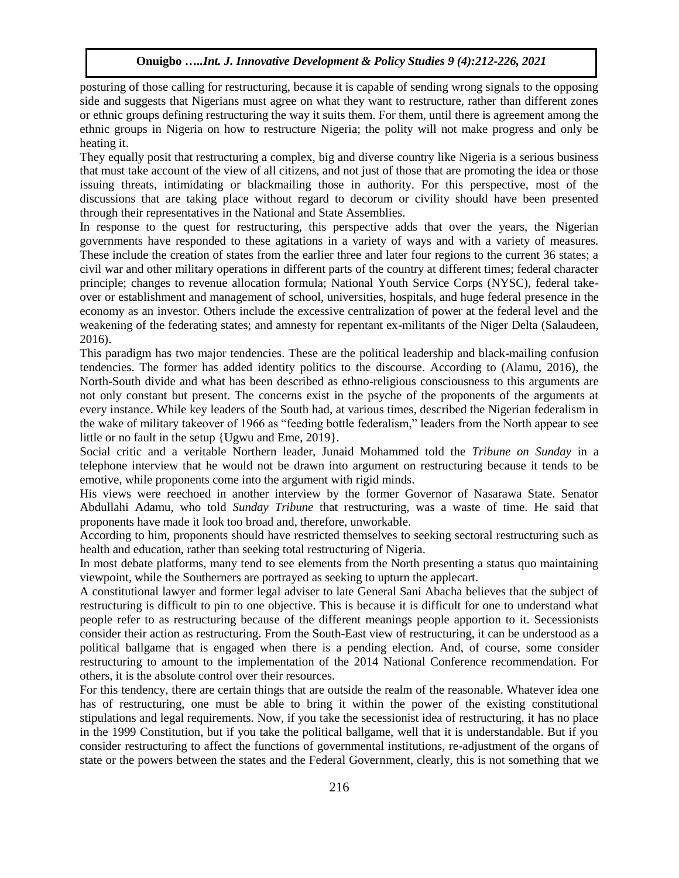posturing of those calling for restructuring, because it is capable of sending wrong signals to the opposing side and suggests that Nigerians must agree on what they want to restructure, rather than different zones or ethnic groups defining restructuring the way it suits them. For them, until there is agreement among the ethnic groups in Nigeria on how to restructure Nigeria; the polity will not make progress and only be heating it.

They equally posit that restructuring a complex, big and diverse country like Nigeria is a serious business that must take account of the view of all citizens, and not just of those that are promoting the idea or those issuing threats, intimidating or blackmailing those in authority. For this perspective, most of the discussions that are taking place without regard to decorum or civility should have been presented through their representatives in the National and State Assemblies.

In response to the quest for restructuring, this perspective adds that over the years, the Nigerian governments have responded to these agitations in a variety of ways and with a variety of measures. These include the creation of states from the earlier three and later four regions to the current 36 states; a civil war and other military operations in different parts of the country at different times; federal character principle; changes to revenue allocation formula; National Youth Service Corps (NYSC), federal take-over or establishment and management of school, universities, hospitals, and huge federal presence in the economy as an investor. Others include the excessive centralization of power at the federal level and the weakening of the federating states; and amnesty for repentant ex-militants of the Niger Delta (Salaudeen, 2016).

This paradigm has two major tendencies. These are the political leadership and black-mailing confusion tendencies. The former has added identity politics to the discourse. According to (Alamu, 2016), the North-South divide and what has been described as ethno-religious consciousness to this arguments are not only constant but present. The concerns exist in the psyche of the proponents of the arguments at every instance. While key leaders of the South had, at various times, described the Nigerian federalism in the wake of military takeover of 1966 as "feeding bottle federalism," leaders from the North appear to see little or no fault in the setup {Ugwu and Eme, 2019}.

Social critic and a veritable Northern leader, Junaid Mohammed told the *Tribune on Sunday* in a telephone interview that he would not be drawn into argument on restructuring because it tends to be emotive, while proponents come into the argument with rigid minds.

His views were reechoed in another interview by the former Governor of Nasarawa State. Senator Abdullahi Adamu, who told *Sunday Tribune* that restructuring, was a waste of time. He said that proponents have made it look too broad and, therefore, unworkable.

According to him, proponents should have restricted themselves to seeking sectoral restructuring such as health and education, rather than seeking total restructuring of Nigeria.

In most debate platforms, many tend to see elements from the North presenting a status quo maintaining viewpoint, while the Southerners are portrayed as seeking to upturn the applecart.

A constitutional lawyer and former legal adviser to late General Sani Abacha believes that the subject of restructuring is difficult to pin to one objective. This is because it is difficult for one to understand what people refer to as restructuring because of the different meanings people apportion to it. Secessionists consider their action as restructuring. From the South-East view of restructuring, it can be understood as a political ballgame that is engaged when there is a pending election. And, of course, some consider restructuring to amount to the implementation of the 2014 National Conference recommendation. For others, it is the absolute control over their resources.

For this tendency, there are certain things that are outside the realm of the reasonable. Whatever idea one has of restructuring, one must be able to bring it within the power of the existing constitutional stipulations and legal requirements. Now, if you take the secessionist idea of restructuring, it has no place in the 1999 Constitution, but if you take the political ballgame, well that it is understandable. But if you consider restructuring to affect the functions of governmental institutions, re-adjustment of the organs of state or the powers between the states and the Federal Government, clearly, this is not something that we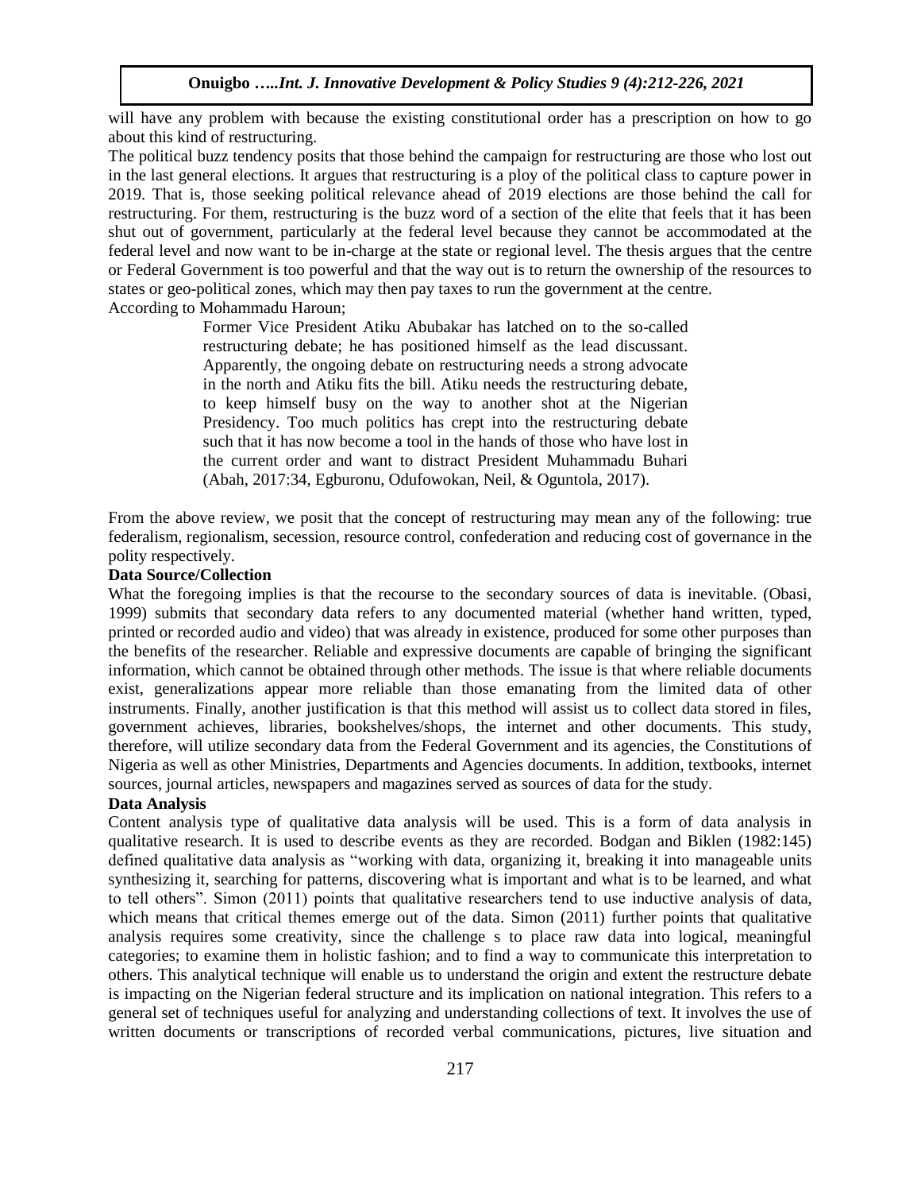will have any problem with because the existing constitutional order has a prescription on how to go about this kind of restructuring.

The political buzz tendency posits that those behind the campaign for restructuring are those who lost out in the last general elections. It argues that restructuring is a ploy of the political class to capture power in 2019. That is, those seeking political relevance ahead of 2019 elections are those behind the call for restructuring. For them, restructuring is the buzz word of a section of the elite that feels that it has been shut out of government, particularly at the federal level because they cannot be accommodated at the federal level and now want to be in-charge at the state or regional level. The thesis argues that the centre or Federal Government is too powerful and that the way out is to return the ownership of the resources to states or geo-political zones, which may then pay taxes to run the government at the centre.

According to Mohammadu Haroun;

> Former Vice President Atiku Abubakar has latched on to the so-called restructuring debate; he has positioned himself as the lead discussant. Apparently, the ongoing debate on restructuring needs a strong advocate in the north and Atiku fits the bill. Atiku needs the restructuring debate, to keep himself busy on the way to another shot at the Nigerian Presidency. Too much politics has crept into the restructuring debate such that it has now become a tool in the hands of those who have lost in the current order and want to distract President Muhammadu Buhari (Abah, 2017:34, Egburonu, Odufowokan, Neil, & Oguntola, 2017).

From the above review, we posit that the concept of restructuring may mean any of the following: true federalism, regionalism, secession, resource control, confederation and reducing cost of governance in the polity respectively.

**Data Source/Collection**

What the foregoing implies is that the recourse to the secondary sources of data is inevitable. (Obasi, 1999) submits that secondary data refers to any documented material (whether hand written, typed, printed or recorded audio and video) that was already in existence, produced for some other purposes than the benefits of the researcher. Reliable and expressive documents are capable of bringing the significant information, which cannot be obtained through other methods. The issue is that where reliable documents exist, generalizations appear more reliable than those emanating from the limited data of other instruments. Finally, another justification is that this method will assist us to collect data stored in files, government achieves, libraries, bookshelves/shops, the internet and other documents. This study, therefore, will utilize secondary data from the Federal Government and its agencies, the Constitutions of Nigeria as well as other Ministries, Departments and Agencies documents. In addition, textbooks, internet sources, journal articles, newspapers and magazines served as sources of data for the study.

**Data Analysis**

Content analysis type of qualitative data analysis will be used. This is a form of data analysis in qualitative research. It is used to describe events as they are recorded. Bodgan and Biklen (1982:145) defined qualitative data analysis as "working with data, organizing it, breaking it into manageable units synthesizing it, searching for patterns, discovering what is important and what is to be learned, and what to tell others". Simon (2011) points that qualitative researchers tend to use inductive analysis of data, which means that critical themes emerge out of the data. Simon (2011) further points that qualitative analysis requires some creativity, since the challenge s to place raw data into logical, meaningful categories; to examine them in holistic fashion; and to find a way to communicate this interpretation to others. This analytical technique will enable us to understand the origin and extent the restructure debate is impacting on the Nigerian federal structure and its implication on national integration. This refers to a general set of techniques useful for analyzing and understanding collections of text. It involves the use of written documents or transcriptions of recorded verbal communications, pictures, live situation and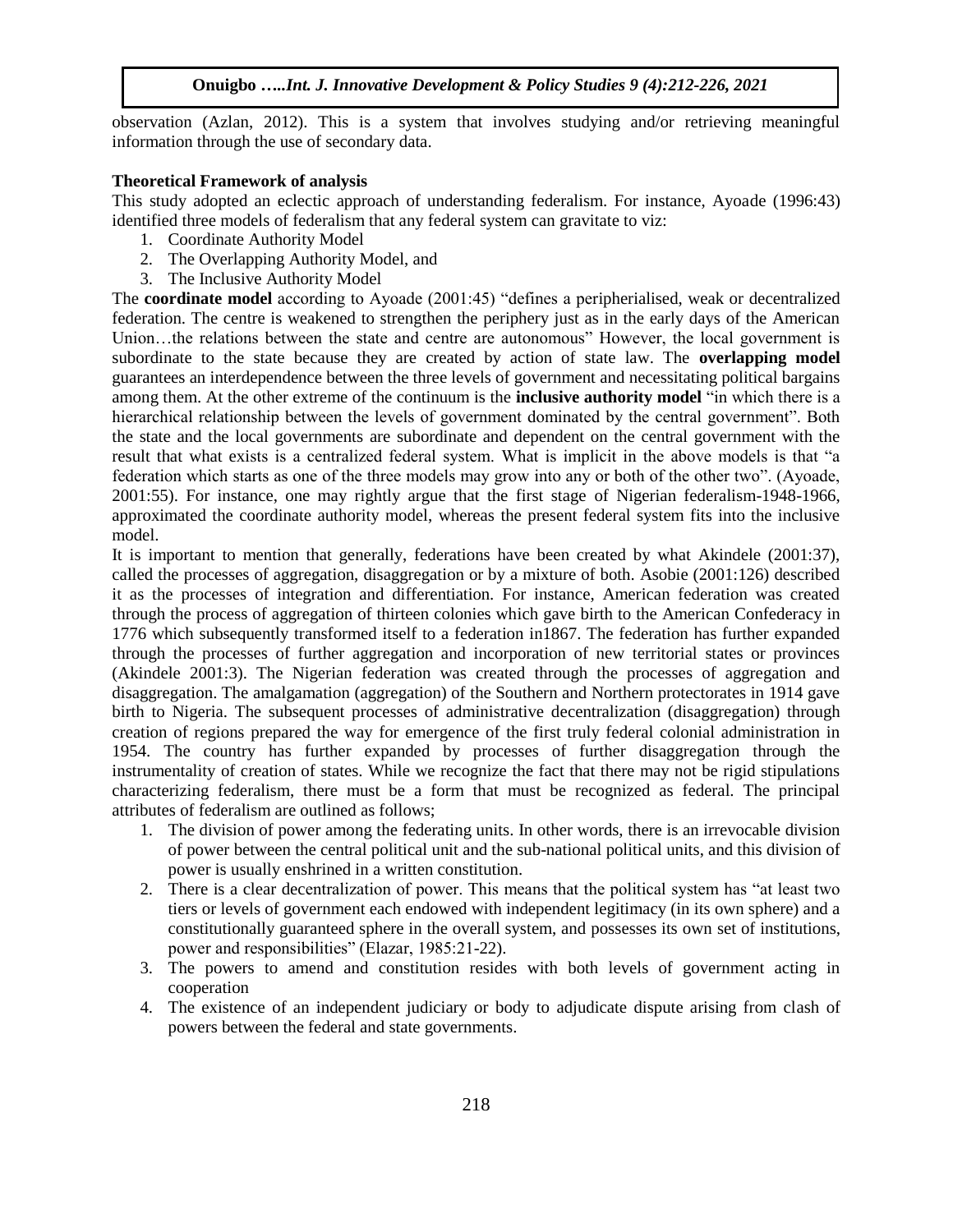observation (Azlan, 2012). This is a system that involves studying and/or retrieving meaningful information through the use of secondary data.

### Theoretical Framework of analysis

This study adopted an eclectic approach of understanding federalism. For instance, Ayoade (1996:43) identified three models of federalism that any federal system can gravitate to viz:

1. Coordinate Authority Model
2. The Overlapping Authority Model, and
3. The Inclusive Authority Model

The **coordinate model** according to Ayoade (2001:45) "defines a peripherialised, weak or decentralized federation. The centre is weakened to strengthen the periphery just as in the early days of the American Union…the relations between the state and centre are autonomous" However, the local government is subordinate to the state because they are created by action of state law. The **overlapping model** guarantees an interdependence between the three levels of government and necessitating political bargains among them. At the other extreme of the continuum is the **inclusive authority model** "in which there is a hierarchical relationship between the levels of government dominated by the central government". Both the state and the local governments are subordinate and dependent on the central government with the result that what exists is a centralized federal system. What is implicit in the above models is that "a federation which starts as one of the three models may grow into any or both of the other two". (Ayoade, 2001:55). For instance, one may rightly argue that the first stage of Nigerian federalism-1948-1966, approximated the coordinate authority model, whereas the present federal system fits into the inclusive model.

It is important to mention that generally, federations have been created by what Akindele (2001:37), called the processes of aggregation, disaggregation or by a mixture of both. Asobie (2001:126) described it as the processes of integration and differentiation. For instance, American federation was created through the process of aggregation of thirteen colonies which gave birth to the American Confederacy in 1776 which subsequently transformed itself to a federation in1867. The federation has further expanded through the processes of further aggregation and incorporation of new territorial states or provinces (Akindele 2001:3). The Nigerian federation was created through the processes of aggregation and disaggregation. The amalgamation (aggregation) of the Southern and Northern protectorates in 1914 gave birth to Nigeria. The subsequent processes of administrative decentralization (disaggregation) through creation of regions prepared the way for emergence of the first truly federal colonial administration in 1954. The country has further expanded by processes of further disaggregation through the instrumentality of creation of states. While we recognize the fact that there may not be rigid stipulations characterizing federalism, there must be a form that must be recognized as federal. The principal attributes of federalism are outlined as follows;

1. The division of power among the federating units. In other words, there is an irrevocable division of power between the central political unit and the sub-national political units, and this division of power is usually enshrined in a written constitution.
2. There is a clear decentralization of power. This means that the political system has "at least two tiers or levels of government each endowed with independent legitimacy (in its own sphere) and a constitutionally guaranteed sphere in the overall system, and possesses its own set of institutions, power and responsibilities" (Elazar, 1985:21-22).
3. The powers to amend and constitution resides with both levels of government acting in cooperation
4. The existence of an independent judiciary or body to adjudicate dispute arising from clash of powers between the federal and state governments.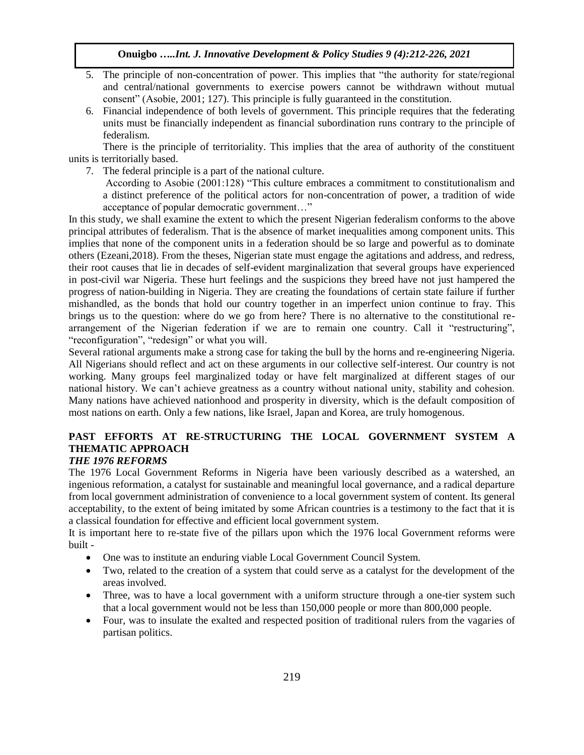5. The principle of non-concentration of power. This implies that "the authority for state/regional and central/national governments to exercise powers cannot be withdrawn without mutual consent" (Asobie, 2001; 127). This principle is fully guaranteed in the constitution.
6. Financial independence of both levels of government. This principle requires that the federating units must be financially independent as financial subordination runs contrary to the principle of federalism.

There is the principle of territoriality. This implies that the area of authority of the constituent units is territorially based.

7. The federal principle is a part of the national culture.

   According to Asobie (2001:128) "This culture embraces a commitment to constitutionalism and a distinct preference of the political actors for non-concentration of power, a tradition of wide acceptance of popular democratic government…"

In this study, we shall examine the extent to which the present Nigerian federalism conforms to the above principal attributes of federalism. That is the absence of market inequalities among component units. This implies that none of the component units in a federation should be so large and powerful as to dominate others (Ezeani,2018). From the theses, Nigerian state must engage the agitations and address, and redress, their root causes that lie in decades of self-evident marginalization that several groups have experienced in post-civil war Nigeria. These hurt feelings and the suspicions they breed have not just hampered the progress of nation-building in Nigeria. They are creating the foundations of certain state failure if further mishandled, as the bonds that hold our country together in an imperfect union continue to fray. This brings us to the question: where do we go from here? There is no alternative to the constitutional re-arrangement of the Nigerian federation if we are to remain one country. Call it "restructuring", "reconfiguration", "redesign" or what you will.

Several rational arguments make a strong case for taking the bull by the horns and re-engineering Nigeria. All Nigerians should reflect and act on these arguments in our collective self-interest. Our country is not working. Many groups feel marginalized today or have felt marginalized at different stages of our national history. We can't achieve greatness as a country without national unity, stability and cohesion. Many nations have achieved nationhood and prosperity in diversity, which is the default composition of most nations on earth. Only a few nations, like Israel, Japan and Korea, are truly homogenous.

## PAST EFFORTS AT RE-STRUCTURING THE LOCAL GOVERNMENT SYSTEM A THEMATIC APPROACH

### *THE 1976 REFORMS*

The 1976 Local Government Reforms in Nigeria have been variously described as a watershed, an ingenious reformation, a catalyst for sustainable and meaningful local governance, and a radical departure from local government administration of convenience to a local government system of content. Its general acceptability, to the extent of being imitated by some African countries is a testimony to the fact that it is a classical foundation for effective and efficient local government system.

It is important here to re-state five of the pillars upon which the 1976 local Government reforms were built -

- One was to institute an enduring viable Local Government Council System.
- Two, related to the creation of a system that could serve as a catalyst for the development of the areas involved.
- Three, was to have a local government with a uniform structure through a one-tier system such that a local government would not be less than 150,000 people or more than 800,000 people.
- Four, was to insulate the exalted and respected position of traditional rulers from the vagaries of partisan politics.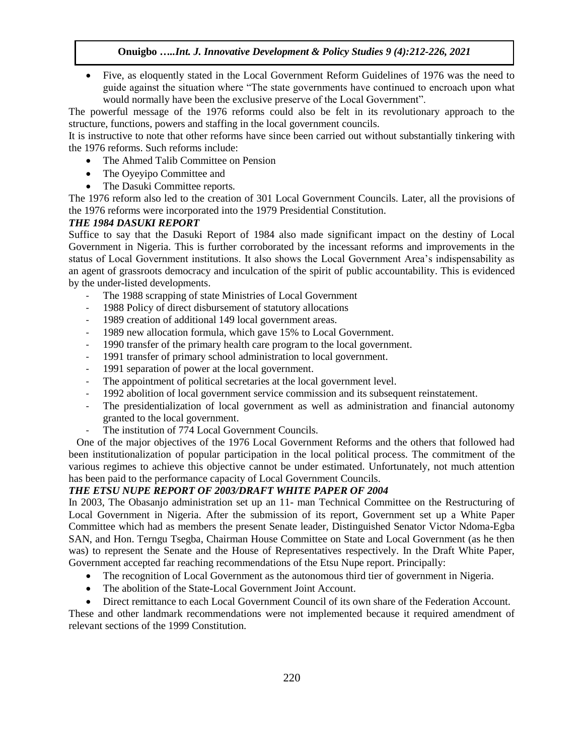- Five, as eloquently stated in the Local Government Reform Guidelines of 1976 was the need to guide against the situation where "The state governments have continued to encroach upon what would normally have been the exclusive preserve of the Local Government".

The powerful message of the 1976 reforms could also be felt in its revolutionary approach to the structure, functions, powers and staffing in the local government councils.

It is instructive to note that other reforms have since been carried out without substantially tinkering with the 1976 reforms. Such reforms include:

- The Ahmed Talib Committee on Pension
- The Oyeyipo Committee and
- The Dasuki Committee reports.

The 1976 reform also led to the creation of 301 Local Government Councils. Later, all the provisions of the 1976 reforms were incorporated into the 1979 Presidential Constitution.

### *THE 1984 DASUKI REPORT*

Suffice to say that the Dasuki Report of 1984 also made significant impact on the destiny of Local Government in Nigeria. This is further corroborated by the incessant reforms and improvements in the status of Local Government institutions. It also shows the Local Government Area's indispensability as an agent of grassroots democracy and inculcation of the spirit of public accountability. This is evidenced by the under-listed developments.

- The 1988 scrapping of state Ministries of Local Government
- 1988 Policy of direct disbursement of statutory allocations
- 1989 creation of additional 149 local government areas.
- 1989 new allocation formula, which gave 15% to Local Government.
- 1990 transfer of the primary health care program to the local government.
- 1991 transfer of primary school administration to local government.
- 1991 separation of power at the local government.
- The appointment of political secretaries at the local government level.
- 1992 abolition of local government service commission and its subsequent reinstatement.
- The presidentialization of local government as well as administration and financial autonomy granted to the local government.
- The institution of 774 Local Government Councils.

One of the major objectives of the 1976 Local Government Reforms and the others that followed had been institutionalization of popular participation in the local political process. The commitment of the various regimes to achieve this objective cannot be under estimated. Unfortunately, not much attention has been paid to the performance capacity of Local Government Councils.

### *THE ETSU NUPE REPORT OF 2003/DRAFT WHITE PAPER OF 2004*

In 2003, The Obasanjo administration set up an 11- man Technical Committee on the Restructuring of Local Government in Nigeria. After the submission of its report, Government set up a White Paper Committee which had as members the present Senate leader, Distinguished Senator Victor Ndoma-Egba SAN, and Hon. Terngu Tsegba, Chairman House Committee on State and Local Government (as he then was) to represent the Senate and the House of Representatives respectively. In the Draft White Paper, Government accepted far reaching recommendations of the Etsu Nupe report. Principally:

- The recognition of Local Government as the autonomous third tier of government in Nigeria.
- The abolition of the State-Local Government Joint Account.
- Direct remittance to each Local Government Council of its own share of the Federation Account.

These and other landmark recommendations were not implemented because it required amendment of relevant sections of the 1999 Constitution.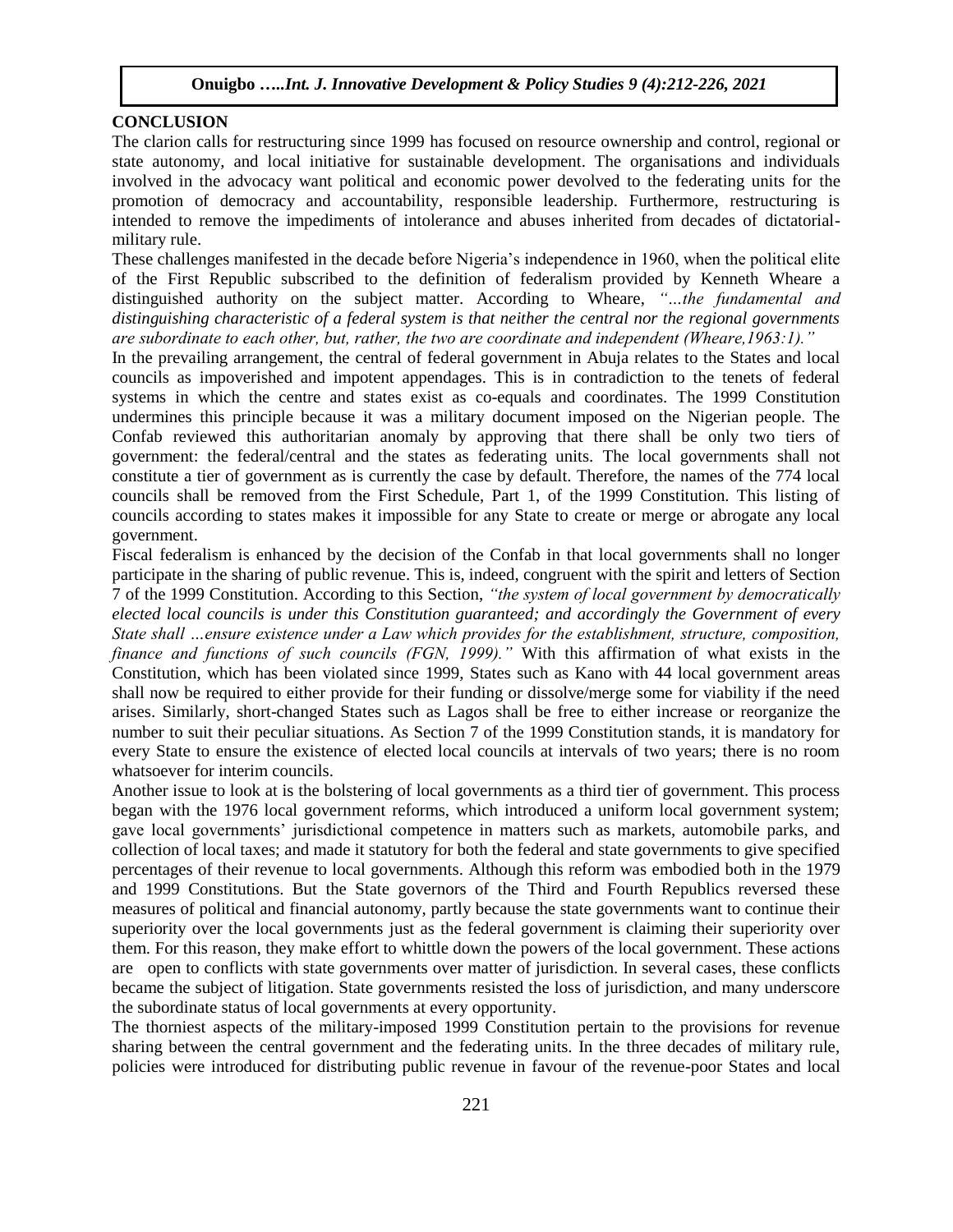## CONCLUSION

The clarion calls for restructuring since 1999 has focused on resource ownership and control, regional or state autonomy, and local initiative for sustainable development. The organisations and individuals involved in the advocacy want political and economic power devolved to the federating units for the promotion of democracy and accountability, responsible leadership. Furthermore, restructuring is intended to remove the impediments of intolerance and abuses inherited from decades of dictatorial-military rule.

These challenges manifested in the decade before Nigeria's independence in 1960, when the political elite of the First Republic subscribed to the definition of federalism provided by Kenneth Wheare a distinguished authority on the subject matter. According to Wheare, *"...the fundamental and distinguishing characteristic of a federal system is that neither the central nor the regional governments are subordinate to each other, but, rather, the two are coordinate and independent (Wheare,1963:1)."*

In the prevailing arrangement, the central of federal government in Abuja relates to the States and local councils as impoverished and impotent appendages. This is in contradiction to the tenets of federal systems in which the centre and states exist as co-equals and coordinates. The 1999 Constitution undermines this principle because it was a military document imposed on the Nigerian people. The Confab reviewed this authoritarian anomaly by approving that there shall be only two tiers of government: the federal/central and the states as federating units. The local governments shall not constitute a tier of government as is currently the case by default. Therefore, the names of the 774 local councils shall be removed from the First Schedule, Part 1, of the 1999 Constitution. This listing of councils according to states makes it impossible for any State to create or merge or abrogate any local government.

Fiscal federalism is enhanced by the decision of the Confab in that local governments shall no longer participate in the sharing of public revenue. This is, indeed, congruent with the spirit and letters of Section 7 of the 1999 Constitution. According to this Section, *"the system of local government by democratically elected local councils is under this Constitution guaranteed; and accordingly the Government of every State shall …ensure existence under a Law which provides for the establishment, structure, composition, finance and functions of such councils (FGN, 1999)."* With this affirmation of what exists in the Constitution, which has been violated since 1999, States such as Kano with 44 local government areas shall now be required to either provide for their funding or dissolve/merge some for viability if the need arises. Similarly, short-changed States such as Lagos shall be free to either increase or reorganize the number to suit their peculiar situations. As Section 7 of the 1999 Constitution stands, it is mandatory for every State to ensure the existence of elected local councils at intervals of two years; there is no room whatsoever for interim councils.

Another issue to look at is the bolstering of local governments as a third tier of government. This process began with the 1976 local government reforms, which introduced a uniform local government system; gave local governments' jurisdictional competence in matters such as markets, automobile parks, and collection of local taxes; and made it statutory for both the federal and state governments to give specified percentages of their revenue to local governments. Although this reform was embodied both in the 1979 and 1999 Constitutions. But the State governors of the Third and Fourth Republics reversed these measures of political and financial autonomy, partly because the state governments want to continue their superiority over the local governments just as the federal government is claiming their superiority over them. For this reason, they make effort to whittle down the powers of the local government. These actions are open to conflicts with state governments over matter of jurisdiction. In several cases, these conflicts became the subject of litigation. State governments resisted the loss of jurisdiction, and many underscore the subordinate status of local governments at every opportunity.

The thorniest aspects of the military-imposed 1999 Constitution pertain to the provisions for revenue sharing between the central government and the federating units. In the three decades of military rule, policies were introduced for distributing public revenue in favour of the revenue-poor States and local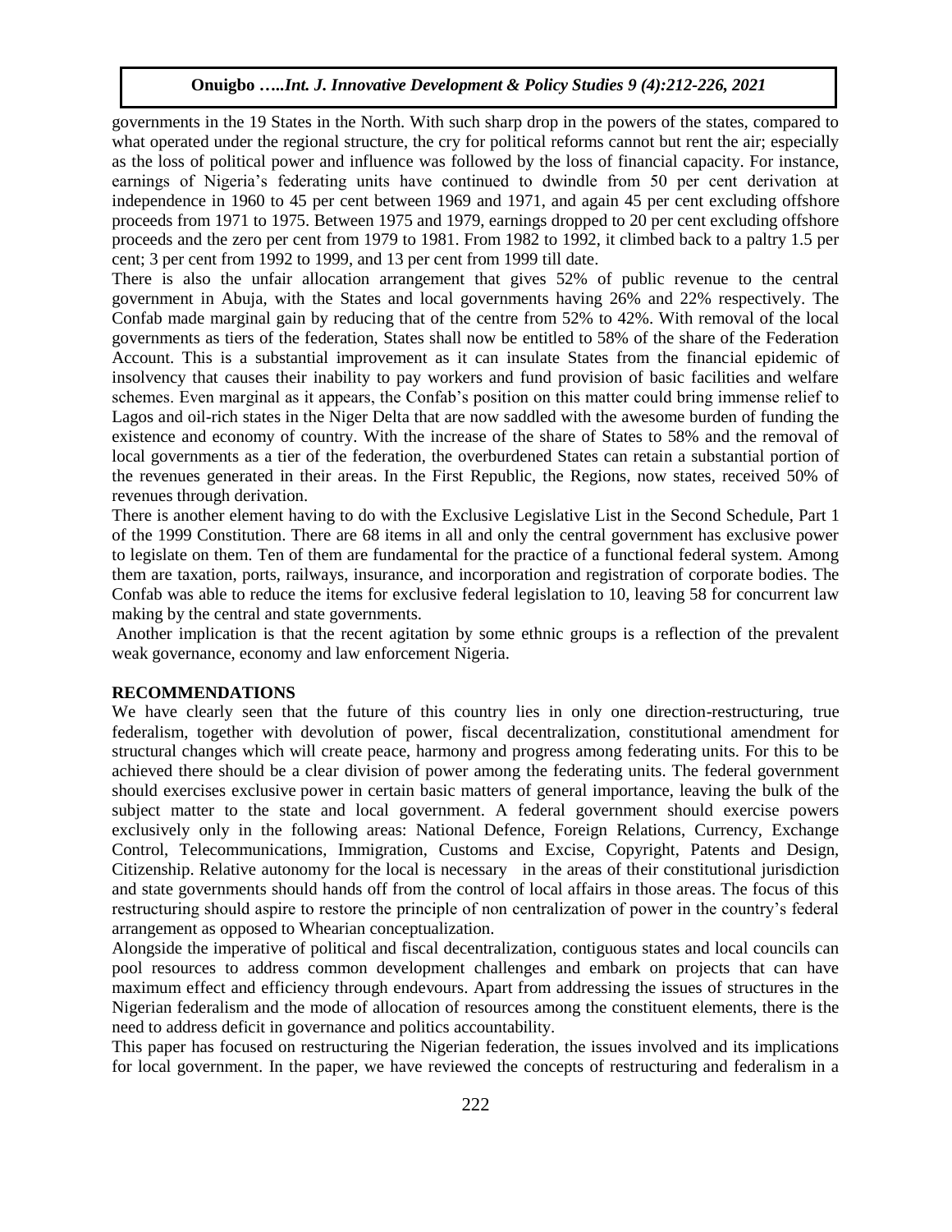governments in the 19 States in the North. With such sharp drop in the powers of the states, compared to what operated under the regional structure, the cry for political reforms cannot but rent the air; especially as the loss of political power and influence was followed by the loss of financial capacity. For instance, earnings of Nigeria's federating units have continued to dwindle from 50 per cent derivation at independence in 1960 to 45 per cent between 1969 and 1971, and again 45 per cent excluding offshore proceeds from 1971 to 1975. Between 1975 and 1979, earnings dropped to 20 per cent excluding offshore proceeds and the zero per cent from 1979 to 1981. From 1982 to 1992, it climbed back to a paltry 1.5 per cent; 3 per cent from 1992 to 1999, and 13 per cent from 1999 till date.

There is also the unfair allocation arrangement that gives 52% of public revenue to the central government in Abuja, with the States and local governments having 26% and 22% respectively. The Confab made marginal gain by reducing that of the centre from 52% to 42%. With removal of the local governments as tiers of the federation, States shall now be entitled to 58% of the share of the Federation Account. This is a substantial improvement as it can insulate States from the financial epidemic of insolvency that causes their inability to pay workers and fund provision of basic facilities and welfare schemes. Even marginal as it appears, the Confab's position on this matter could bring immense relief to Lagos and oil-rich states in the Niger Delta that are now saddled with the awesome burden of funding the existence and economy of country. With the increase of the share of States to 58% and the removal of local governments as a tier of the federation, the overburdened States can retain a substantial portion of the revenues generated in their areas. In the First Republic, the Regions, now states, received 50% of revenues through derivation.

There is another element having to do with the Exclusive Legislative List in the Second Schedule, Part 1 of the 1999 Constitution. There are 68 items in all and only the central government has exclusive power to legislate on them. Ten of them are fundamental for the practice of a functional federal system. Among them are taxation, ports, railways, insurance, and incorporation and registration of corporate bodies. The Confab was able to reduce the items for exclusive federal legislation to 10, leaving 58 for concurrent law making by the central and state governments.

Another implication is that the recent agitation by some ethnic groups is a reflection of the prevalent weak governance, economy and law enforcement Nigeria.

## RECOMMENDATIONS

We have clearly seen that the future of this country lies in only one direction-restructuring, true federalism, together with devolution of power, fiscal decentralization, constitutional amendment for structural changes which will create peace, harmony and progress among federating units. For this to be achieved there should be a clear division of power among the federating units. The federal government should exercises exclusive power in certain basic matters of general importance, leaving the bulk of the subject matter to the state and local government. A federal government should exercise powers exclusively only in the following areas: National Defence, Foreign Relations, Currency, Exchange Control, Telecommunications, Immigration, Customs and Excise, Copyright, Patents and Design, Citizenship. Relative autonomy for the local is necessary in the areas of their constitutional jurisdiction and state governments should hands off from the control of local affairs in those areas. The focus of this restructuring should aspire to restore the principle of non centralization of power in the country's federal arrangement as opposed to Whearian conceptualization.

Alongside the imperative of political and fiscal decentralization, contiguous states and local councils can pool resources to address common development challenges and embark on projects that can have maximum effect and efficiency through endevours. Apart from addressing the issues of structures in the Nigerian federalism and the mode of allocation of resources among the constituent elements, there is the need to address deficit in governance and politics accountability.

This paper has focused on restructuring the Nigerian federation, the issues involved and its implications for local government. In the paper, we have reviewed the concepts of restructuring and federalism in a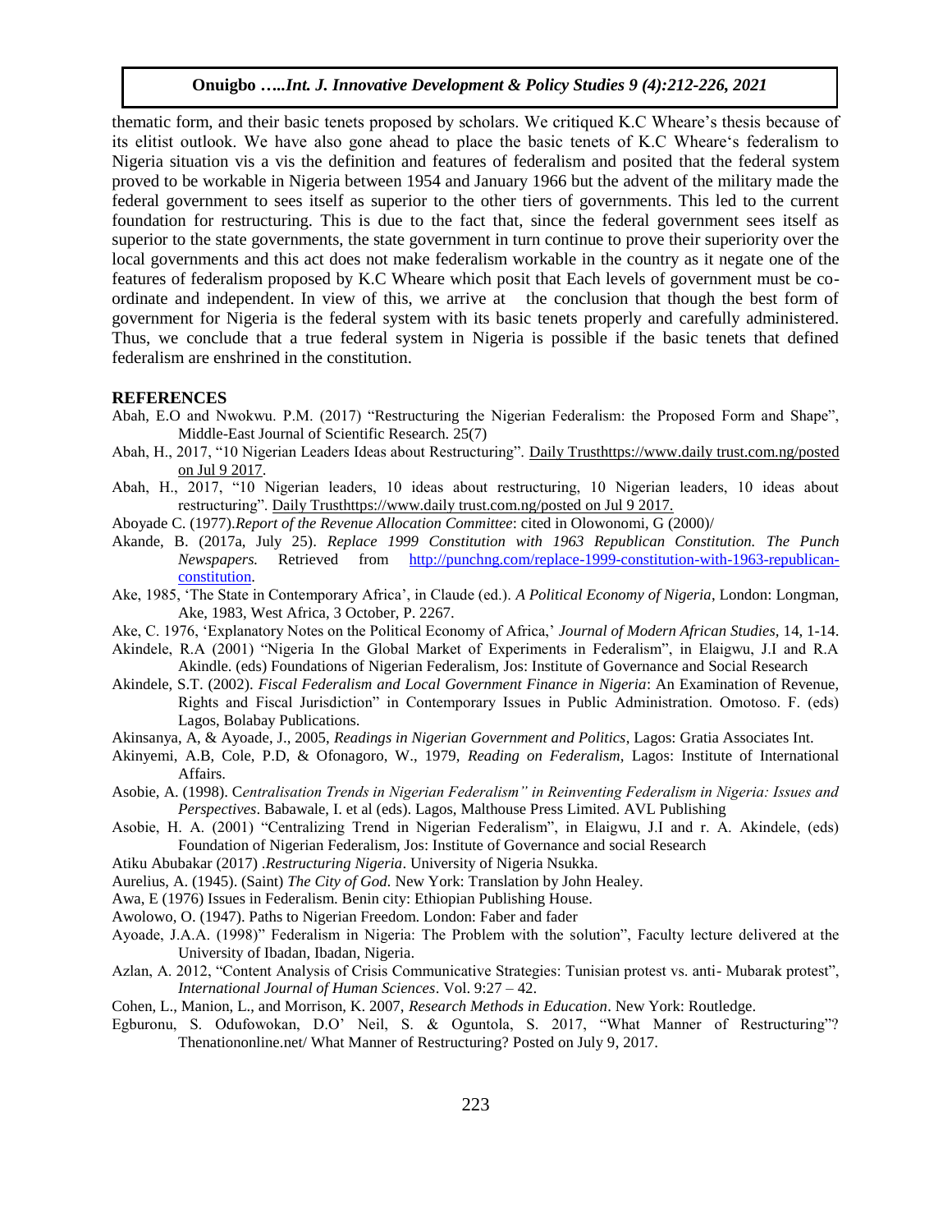thematic form, and their basic tenets proposed by scholars. We critiqued K.C Wheare's thesis because of its elitist outlook. We have also gone ahead to place the basic tenets of K.C Wheare's federalism to Nigeria situation vis a vis the definition and features of federalism and posited that the federal system proved to be workable in Nigeria between 1954 and January 1966 but the advent of the military made the federal government to sees itself as superior to the other tiers of governments. This led to the current foundation for restructuring. This is due to the fact that, since the federal government sees itself as superior to the state governments, the state government in turn continue to prove their superiority over the local governments and this act does not make federalism workable in the country as it negate one of the features of federalism proposed by K.C Wheare which posit that Each levels of government must be co-ordinate and independent. In view of this, we arrive at the conclusion that though the best form of government for Nigeria is the federal system with its basic tenets properly and carefully administered. Thus, we conclude that a true federal system in Nigeria is possible if the basic tenets that defined federalism are enshrined in the constitution.

## REFERENCES

Abah, E.O and Nwokwu. P.M. (2017) "Restructuring the Nigerian Federalism: the Proposed Form and Shape", Middle-East Journal of Scientific Research. 25(7)

Abah, H., 2017, "10 Nigerian Leaders Ideas about Restructuring". Daily Trusthttps://www.daily trust.com.ng/posted on Jul 9 2017.

Abah, H., 2017, "10 Nigerian leaders, 10 ideas about restructuring, 10 Nigerian leaders, 10 ideas about restructuring". Daily Trusthttps://www.daily trust.com.ng/posted on Jul 9 2017.

Aboyade C. (1977).*Report of the Revenue Allocation Committee*: cited in Olowonomi, G (2000)/

Akande, B. (2017a, July 25). *Replace 1999 Constitution with 1963 Republican Constitution. The Punch Newspapers.* Retrieved from http://punchng.com/replace-1999-constitution-with-1963-republican-constitution.

Ake, 1985, 'The State in Contemporary Africa', in Claude (ed.). *A Political Economy of Nigeria*, London: Longman, Ake, 1983, West Africa, 3 October, P. 2267.

Ake, C. 1976, 'Explanatory Notes on the Political Economy of Africa,' *Journal of Modern African Studies,* 14, 1-14.

Akindele, R.A (2001) "Nigeria In the Global Market of Experiments in Federalism", in Elaigwu, J.I and R.A Akindle. (eds) Foundations of Nigerian Federalism, Jos: Institute of Governance and Social Research

Akindele, S.T. (2002). *Fiscal Federalism and Local Government Finance in Nigeria*: An Examination of Revenue, Rights and Fiscal Jurisdiction" in Contemporary Issues in Public Administration. Omotoso. F. (eds) Lagos, Bolabay Publications.

Akinsanya, A, & Ayoade, J., 2005, *Readings in Nigerian Government and Politics*, Lagos: Gratia Associates Int.

Akinyemi, A.B, Cole, P.D, & Ofonagoro, W., 1979, *Reading on Federalism*, Lagos: Institute of International Affairs.

Asobie, A. (1998). C*entralisation Trends in Nigerian Federalism" in Reinventing Federalism in Nigeria: Issues and Perspectives*. Babawale, I. et al (eds). Lagos, Malthouse Press Limited. AVL Publishing

Asobie, H. A. (2001) "Centralizing Trend in Nigerian Federalism", in Elaigwu, J.I and r. A. Akindele, (eds) Foundation of Nigerian Federalism, Jos: Institute of Governance and social Research

Atiku Abubakar (2017) .*Restructuring Nigeria*. University of Nigeria Nsukka.

Aurelius, A. (1945). (Saint) *The City of God.* New York: Translation by John Healey.

Awa, E (1976) Issues in Federalism. Benin city: Ethiopian Publishing House.

Awolowo, O. (1947). Paths to Nigerian Freedom. London: Faber and fader

Ayoade, J.A.A. (1998)" Federalism in Nigeria: The Problem with the solution", Faculty lecture delivered at the University of Ibadan, Ibadan, Nigeria.

Azlan, A. 2012, "Content Analysis of Crisis Communicative Strategies: Tunisian protest vs. anti- Mubarak protest", *International Journal of Human Sciences*. Vol. 9:27 – 42.

Cohen, L., Manion, L., and Morrison, K. 2007, *Research Methods in Education*. New York: Routledge.

Egburonu, S. Odufowokan, D.O' Neil, S. & Oguntola, S. 2017, "What Manner of Restructuring"? Thenationonline.net/ What Manner of Restructuring? Posted on July 9, 2017.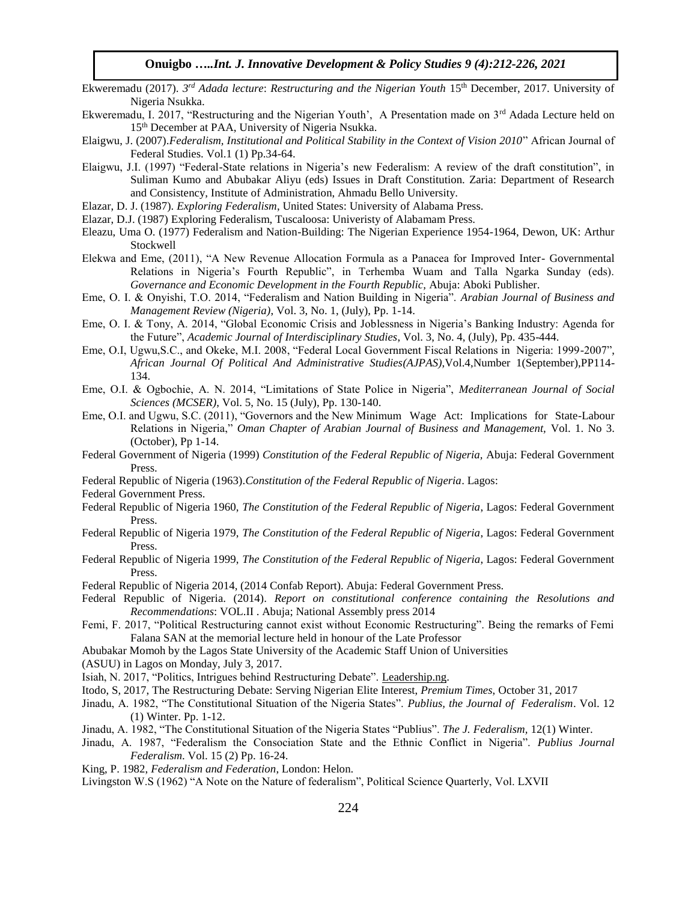Ekweremadu (2017). *3[rd] Adada lecture*: *Restructuring and the Nigerian Youth* 15[th] December, 2017. University of Nigeria Nsukka.

Ekweremadu, I. 2017, "Restructuring and the Nigerian Youth', A Presentation made on 3[rd] Adada Lecture held on 15[th] December at PAA, University of Nigeria Nsukka.

Elaigwu, J. (2007).*Federalism, Institutional and Political Stability in the Context of Vision 2010*" African Journal of Federal Studies. Vol.1 (1) Pp.34-64.

Elaigwu, J.I. (1997) "Federal-State relations in Nigeria's new Federalism: A review of the draft constitution", in Suliman Kumo and Abubakar Aliyu (eds) Issues in Draft Constitution. Zaria: Department of Research and Consistency, Institute of Administration, Ahmadu Bello University.

Elazar, D. J. (1987). *Exploring Federalism*, United States: University of Alabama Press.

Elazar, D.J. (1987) Exploring Federalism, Tuscaloosa: Univeristy of Alabamam Press.

Eleazu, Uma O. (1977) Federalism and Nation-Building: The Nigerian Experience 1954-1964, Dewon, UK: Arthur Stockwell

Elekwa and Eme, (2011), "A New Revenue Allocation Formula as a Panacea for Improved Inter- Governmental Relations in Nigeria's Fourth Republic", in Terhemba Wuam and Talla Ngarka Sunday (eds). *Governance and Economic Development in the Fourth Republic,* Abuja: Aboki Publisher.

Eme, O. I. & Onyishi, T.O. 2014, "Federalism and Nation Building in Nigeria". *Arabian Journal of Business and Management Review (Nigeria),* Vol. 3, No. 1, (July), Pp. 1-14.

Eme, O. I. & Tony, A. 2014, "Global Economic Crisis and Joblessness in Nigeria's Banking Industry: Agenda for the Future", *Academic Journal of Interdisciplinary Studies*, Vol. 3, No. 4, (July), Pp. 435-444.

Eme, O.I, Ugwu,S.C., and Okeke, M.I. 2008, "Federal Local Government Fiscal Relations in Nigeria: 1999-2007", *African Journal Of Political And Administrative Studies(AJPAS)*,Vol.4,Number 1(September),PP114-134.

Eme, O.I. & Ogbochie, A. N. 2014, "Limitations of State Police in Nigeria", *Mediterranean Journal of Social Sciences (MCSER)*, Vol. 5, No. 15 (July), Pp. 130-140.

Eme, O.I. and Ugwu, S.C. (2011), "Governors and the New Minimum Wage Act: Implications for State-Labour Relations in Nigeria," *Oman Chapter of Arabian Journal of Business and Management,* Vol. 1. No 3. (October), Pp 1-14.

Federal Government of Nigeria (1999) *Constitution of the Federal Republic of Nigeria,* Abuja: Federal Government Press.

Federal Republic of Nigeria (1963).*Constitution of the Federal Republic of Nigeria*. Lagos:

Federal Government Press.

Federal Republic of Nigeria 1960, *The Constitution of the Federal Republic of Nigeria*, Lagos: Federal Government Press.

Federal Republic of Nigeria 1979, *The Constitution of the Federal Republic of Nigeria*, Lagos: Federal Government Press.

Federal Republic of Nigeria 1999, *The Constitution of the Federal Republic of Nigeria*, Lagos: Federal Government Press.

Federal Republic of Nigeria 2014, (2014 Confab Report). Abuja: Federal Government Press.

Federal Republic of Nigeria. (2014). *Report on constitutional conference containing the Resolutions and Recommendations*: VOL.II . Abuja; National Assembly press 2014

Femi, F. 2017, "Political Restructuring cannot exist without Economic Restructuring". Being the remarks of Femi Falana SAN at the memorial lecture held in honour of the Late Professor

Abubakar Momoh by the Lagos State University of the Academic Staff Union of Universities

(ASUU) in Lagos on Monday, July 3, 2017.

Isiah, N. 2017, "Politics, Intrigues behind Restructuring Debate". Leadership.ng.

Itodo, S, 2017, The Restructuring Debate: Serving Nigerian Elite Interest, *Premium Times*, October 31, 2017

Jinadu, A. 1982, "The Constitutional Situation of the Nigeria States". *Publius, the Journal of Federalism*. Vol. 12 (1) Winter. Pp. 1-12.

Jinadu, A. 1982, "The Constitutional Situation of the Nigeria States "Publius". *The J. Federalism*, 12(1) Winter.

Jinadu, A. 1987, "Federalism the Consociation State and the Ethnic Conflict in Nigeria". *Publius Journal Federalism*. Vol. 15 (2) Pp. 16-24.

King, P. 1982, *Federalism and Federation*, London: Helon.

Livingston W.S (1962) "A Note on the Nature of federalism", Political Science Quarterly, Vol. LXVII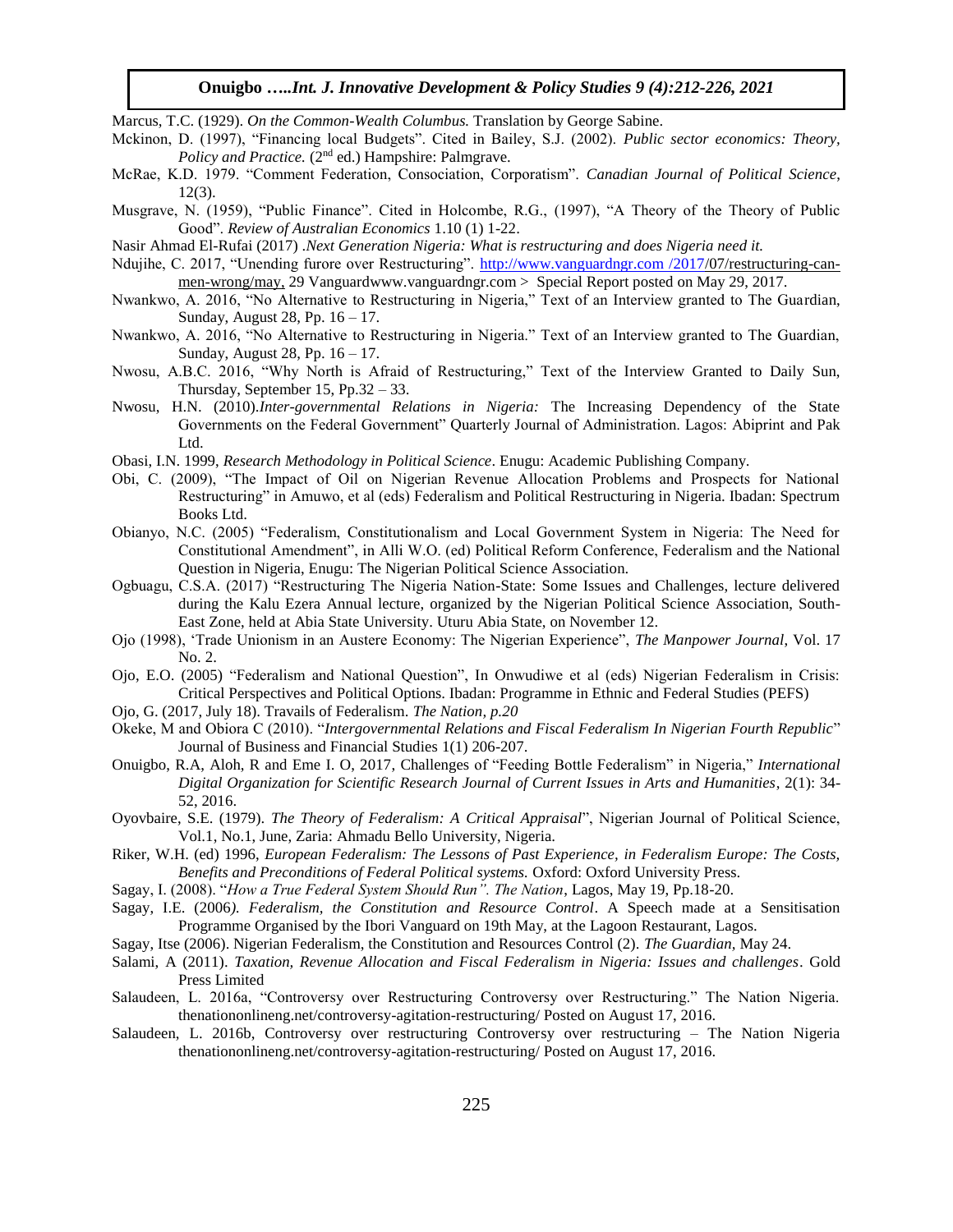Marcus, T.C. (1929). *On the Common-Wealth Columbus.* Translation by George Sabine.

Mckinon, D. (1997), "Financing local Budgets". Cited in Bailey, S.J. (2002). *Public sector economics: Theory, Policy and Practice.* (2nd ed.) Hampshire: Palmgrave.

McRae, K.D. 1979. "Comment Federation, Consociation, Corporatism". *Canadian Journal of Political Science*, 12(3).

Musgrave, N. (1959), "Public Finance". Cited in Holcombe, R.G., (1997), "A Theory of the Theory of Public Good". *Review of Australian Economics* 1.10 (1) 1-22.

Nasir Ahmad El-Rufai (2017) .*Next Generation Nigeria: What is restructuring and does Nigeria need it.*

Ndujihe, C. 2017, "Unending furore over Restructuring". http://www.vanguardngr.com /2017/07/restructuring-can-men-wrong/may, 29 Vanguardwww.vanguardngr.com > Special Report posted on May 29, 2017.

Nwankwo, A. 2016, "No Alternative to Restructuring in Nigeria," Text of an Interview granted to The Guardian, Sunday, August 28, Pp. 16 – 17.

Nwankwo, A. 2016, "No Alternative to Restructuring in Nigeria." Text of an Interview granted to The Guardian, Sunday, August 28, Pp. 16 – 17.

Nwosu, A.B.C. 2016, "Why North is Afraid of Restructuring," Text of the Interview Granted to Daily Sun, Thursday, September 15, Pp.32 – 33.

Nwosu, H.N. (2010).*Inter-governmental Relations in Nigeria:* The Increasing Dependency of the State Governments on the Federal Government" Quarterly Journal of Administration. Lagos: Abiprint and Pak Ltd.

Obasi, I.N. 1999, *Research Methodology in Political Science*. Enugu: Academic Publishing Company.

Obi, C. (2009), "The Impact of Oil on Nigerian Revenue Allocation Problems and Prospects for National Restructuring" in Amuwo, et al (eds) Federalism and Political Restructuring in Nigeria. Ibadan: Spectrum Books Ltd.

Obianyo, N.C. (2005) "Federalism, Constitutionalism and Local Government System in Nigeria: The Need for Constitutional Amendment", in Alli W.O. (ed) Political Reform Conference, Federalism and the National Question in Nigeria, Enugu: The Nigerian Political Science Association.

Ogbuagu, C.S.A. (2017) "Restructuring The Nigeria Nation-State: Some Issues and Challenges, lecture delivered during the Kalu Ezera Annual lecture, organized by the Nigerian Political Science Association, South-East Zone, held at Abia State University. Uturu Abia State, on November 12.

Ojo (1998), 'Trade Unionism in an Austere Economy: The Nigerian Experience", *The Manpower Journal*, Vol. 17 No. 2.

Ojo, E.O. (2005) "Federalism and National Question", In Onwudiwe et al (eds) Nigerian Federalism in Crisis: Critical Perspectives and Political Options. Ibadan: Programme in Ethnic and Federal Studies (PEFS)

Ojo, G. (2017, July 18). Travails of Federalism. *The Nation, p.20*

Okeke, M and Obiora C (2010). "*Intergovernmental Relations and Fiscal Federalism In Nigerian Fourth Republic*" Journal of Business and Financial Studies 1(1) 206-207.

Onuigbo, R.A, Aloh, R and Eme I. O, 2017, Challenges of "Feeding Bottle Federalism" in Nigeria," *International Digital Organization for Scientific Research Journal of Current Issues in Arts and Humanities*, 2(1): 34-52, 2016.

Oyovbaire, S.E. (1979). *The Theory of Federalism: A Critical Appraisal*", Nigerian Journal of Political Science, Vol.1, No.1, June, Zaria: Ahmadu Bello University, Nigeria.

Riker, W.H. (ed) 1996, *European Federalism: The Lessons of Past Experience, in Federalism Europe: The Costs, Benefits and Preconditions of Federal Political systems.* Oxford: Oxford University Press.

Sagay, I. (2008). "*How a True Federal System Should Run". The Nation*, Lagos, May 19, Pp.18-20.

Sagay, I.E. (2006*). Federalism, the Constitution and Resource Control*. A Speech made at a Sensitisation Programme Organised by the Ibori Vanguard on 19th May, at the Lagoon Restaurant, Lagos.

Sagay, Itse (2006). Nigerian Federalism, the Constitution and Resources Control (2). *The Guardian,* May 24.

Salami, A (2011). *Taxation, Revenue Allocation and Fiscal Federalism in Nigeria: Issues and challenges*. Gold Press Limited

Salaudeen, L. 2016a, "Controversy over Restructuring Controversy over Restructuring." The Nation Nigeria. thenationonlineng.net/controversy-agitation-restructuring/ Posted on August 17, 2016.

Salaudeen, L. 2016b, Controversy over restructuring Controversy over restructuring – The Nation Nigeria thenationonlineng.net/controversy-agitation-restructuring/ Posted on August 17, 2016.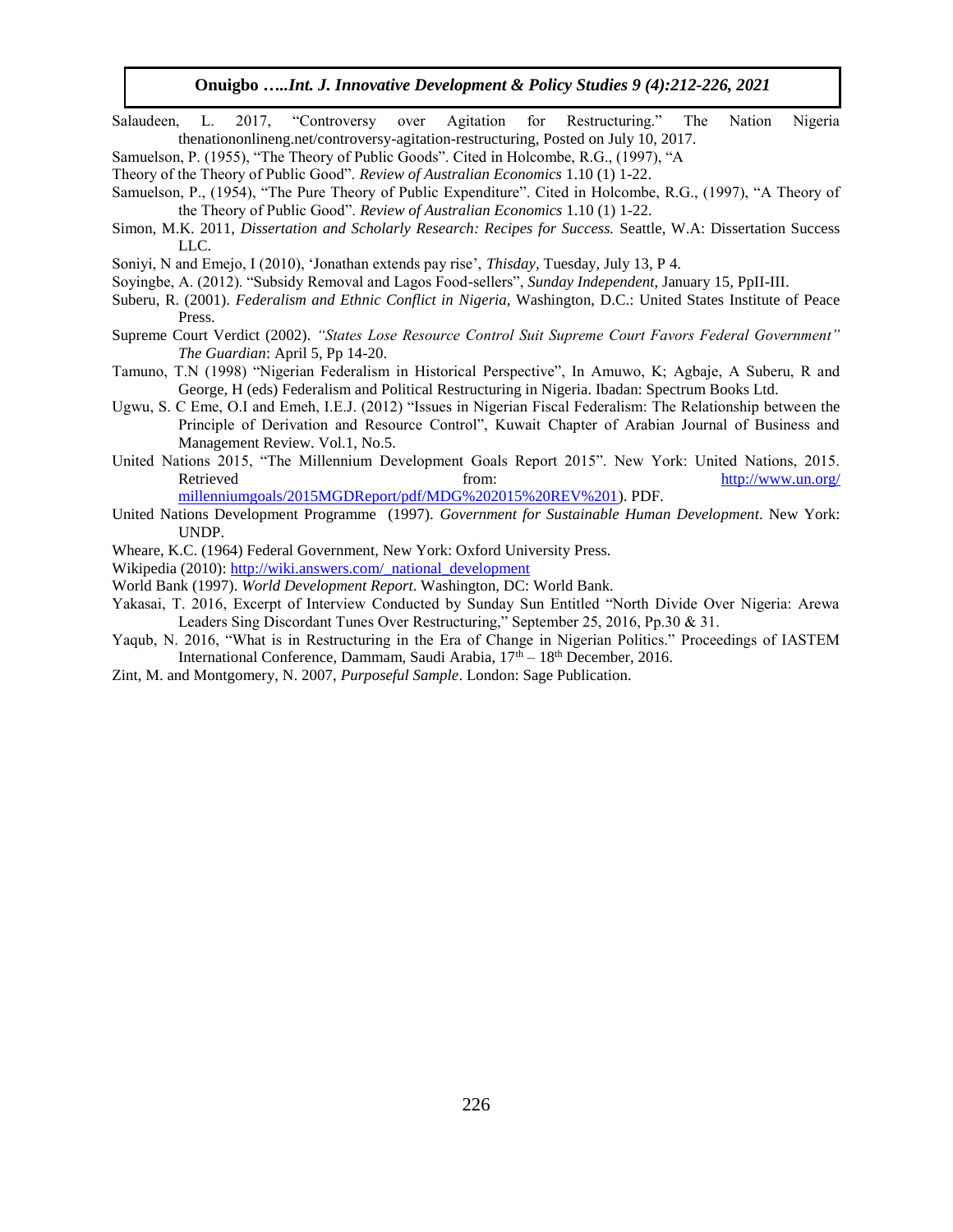Salaudeen, L. 2017, "Controversy over Agitation for Restructuring." The Nation Nigeria thenationonlineng.net/controversy-agitation-restructuring, Posted on July 10, 2017.

Samuelson, P. (1955), "The Theory of Public Goods". Cited in Holcombe, R.G., (1997), "A Theory of the Theory of Public Good". *Review of Australian Economics* 1.10 (1) 1-22.

Samuelson, P., (1954), "The Pure Theory of Public Expenditure". Cited in Holcombe, R.G., (1997), "A Theory of the Theory of Public Good". *Review of Australian Economics* 1.10 (1) 1-22.

Simon, M.K. 2011, *Dissertation and Scholarly Research: Recipes for Success.* Seattle, W.A: Dissertation Success LLC.

Soniyi, N and Emejo, I (2010), 'Jonathan extends pay rise', *Thisday,* Tuesday, July 13, P 4.

Soyingbe, A. (2012). "Subsidy Removal and Lagos Food-sellers", *Sunday Independent,* January 15, PpII-III.

Suberu, R. (2001). *Federalism and Ethnic Conflict in Nigeria*, Washington, D.C.: United States Institute of Peace Press.

Supreme Court Verdict (2002). *"States Lose Resource Control Suit Supreme Court Favors Federal Government" The Guardian*: April 5, Pp 14-20.

Tamuno, T.N (1998) "Nigerian Federalism in Historical Perspective", In Amuwo, K; Agbaje, A Suberu, R and George, H (eds) Federalism and Political Restructuring in Nigeria. Ibadan: Spectrum Books Ltd.

Ugwu, S. C Eme, O.I and Emeh, I.E.J. (2012) "Issues in Nigerian Fiscal Federalism: The Relationship between the Principle of Derivation and Resource Control", Kuwait Chapter of Arabian Journal of Business and Management Review. Vol.1, No.5.

United Nations 2015, "The Millennium Development Goals Report 2015". New York: United Nations, 2015. Retrieved from: http://www.un.org/millenniumgoals/2015MGDReport/pdf/MDG%202015%20REV%201). PDF.

United Nations Development Programme (1997). *Government for Sustainable Human Development*. New York: UNDP.

Wheare, K.C. (1964) Federal Government, New York: Oxford University Press.

Wikipedia (2010): http://wiki.answers.com/_national_development

World Bank (1997). *World Development Report*. Washington, DC: World Bank.

Yakasai, T. 2016, Excerpt of Interview Conducted by Sunday Sun Entitled "North Divide Over Nigeria: Arewa Leaders Sing Discordant Tunes Over Restructuring," September 25, 2016, Pp.30 & 31.

Yaqub, N. 2016, "What is in Restructuring in the Era of Change in Nigerian Politics." Proceedings of IASTEM International Conference, Dammam, Saudi Arabia, 17th – 18th December, 2016.

Zint, M. and Montgomery, N. 2007, *Purposeful Sample*. London: Sage Publication.